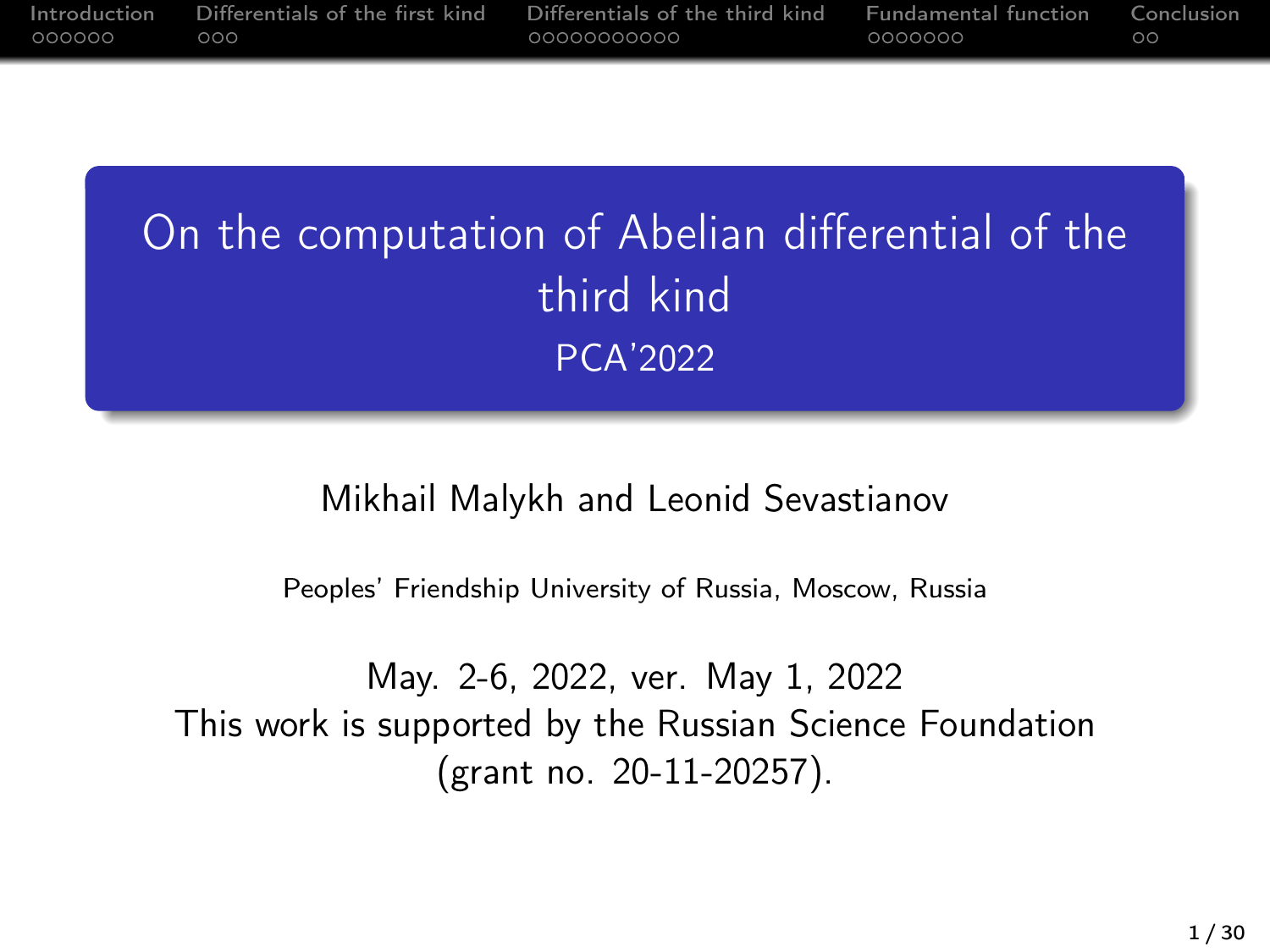# On the computation of Abelian differential of the third kind

PCA'2022

Mikhail Malykh and Leonid Sevastianov

Peoples' Friendship University of Russia, Moscow, Russia

May. 2-6, 2022, ver. May 1, 2022

This work is supported by the Russian Science Foundation (grant no. 20-11-20257).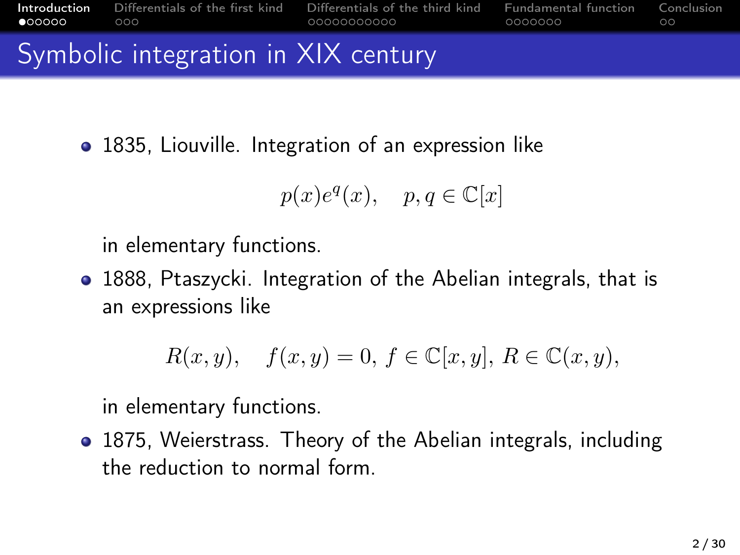# Symbolic integration in XIX century

- 1835, Liouville. Integration of an expression like

$$p(x)e^q(x), \quad p, q \in \mathbb{C}[x]$$

  in elementary functions.

- 1888, Ptaszycki. Integration of the Abelian integrals, that is an expressions like

$$R(x, y), \quad f(x, y) = 0,\ f \in \mathbb{C}[x, y],\ R \in \mathbb{C}(x, y),$$

  in elementary functions.

- 1875, Weierstrass. Theory of the Abelian integrals, including the reduction to normal form.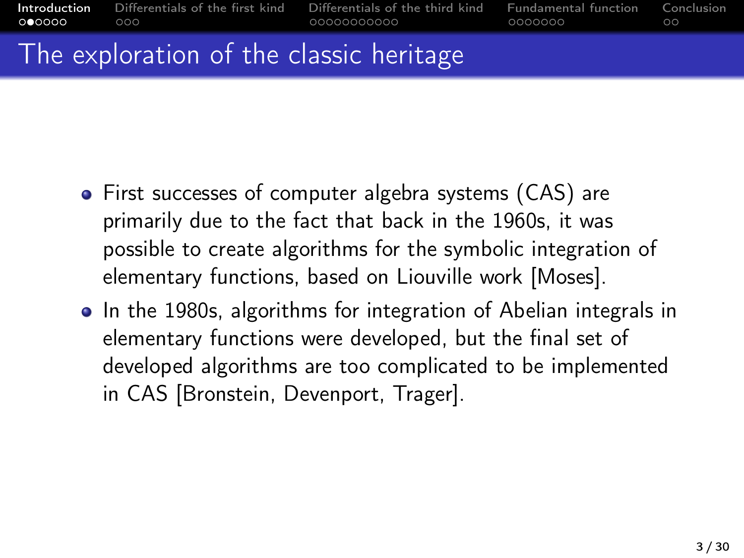## The exploration of the classic heritage

- First successes of computer algebra systems (CAS) are primarily due to the fact that back in the 1960s, it was possible to create algorithms for the symbolic integration of elementary functions, based on Liouville work [Moses].
- In the 1980s, algorithms for integration of Abelian integrals in elementary functions were developed, but the final set of developed algorithms are too complicated to be implemented in CAS [Bronstein, Devenport, Trager].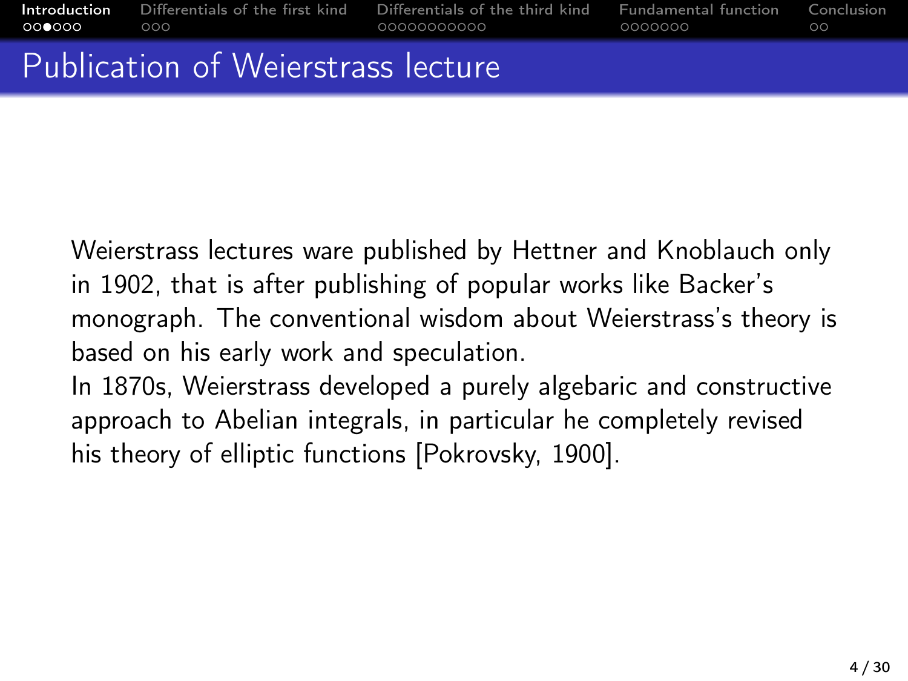# Publication of Weierstrass lecture

Weierstrass lectures ware published by Hettner and Knoblauch only in 1902, that is after publishing of popular works like Backer's monograph. The conventional wisdom about Weierstrass's theory is based on his early work and speculation.

In 1870s, Weierstrass developed a purely algebaric and constructive approach to Abelian integrals, in particular he completely revised his theory of elliptic functions [Pokrovsky, 1900].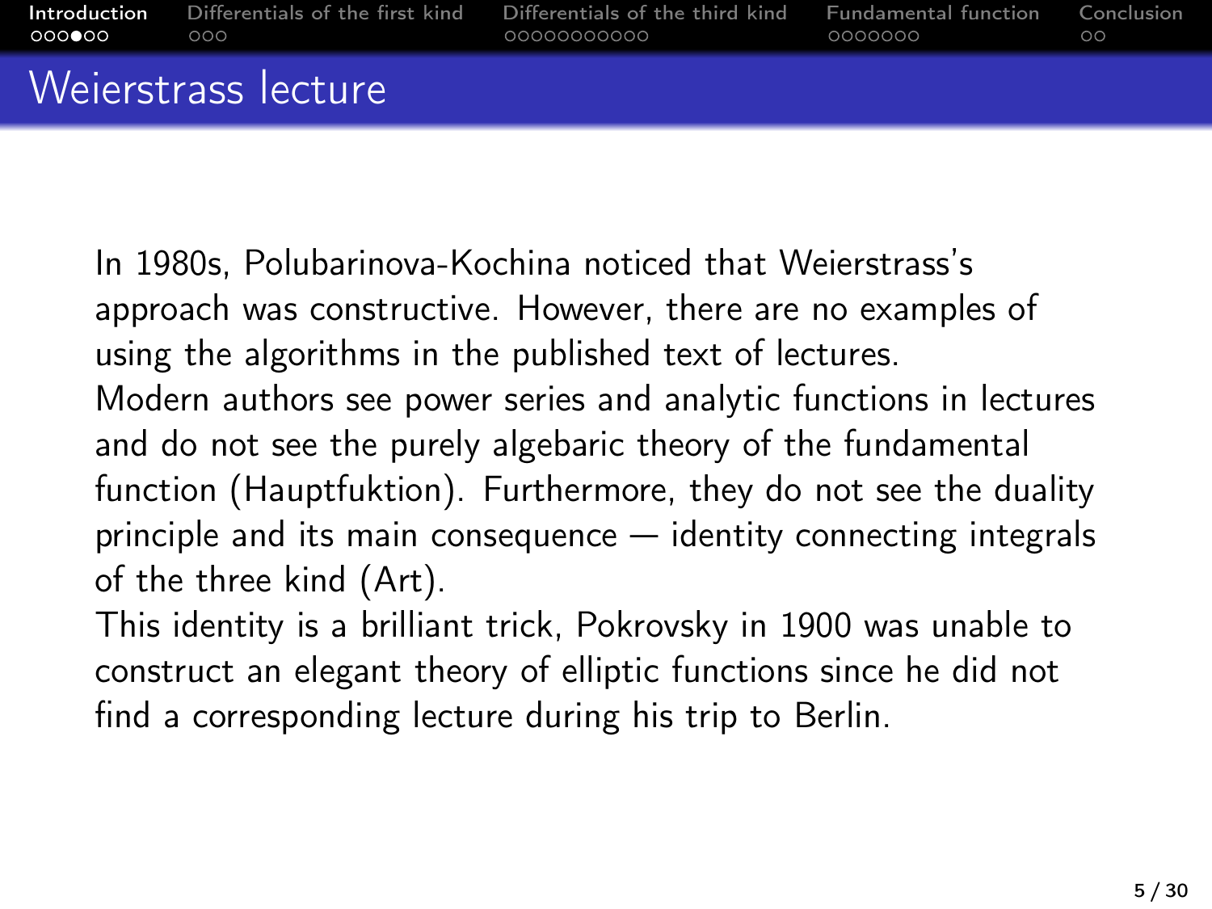# Weierstrass lecture

In 1980s, Polubarinova-Kochina noticed that Weierstrass's approach was constructive. However, there are no examples of using the algorithms in the published text of lectures.

Modern authors see power series and analytic functions in lectures and do not see the purely algebaric theory of the fundamental function (Hauptfuktion). Furthermore, they do not see the duality principle and its main consequence — identity connecting integrals of the three kind (Art).

This identity is a brilliant trick, Pokrovsky in 1900 was unable to construct an elegant theory of elliptic functions since he did not find a corresponding lecture during his trip to Berlin.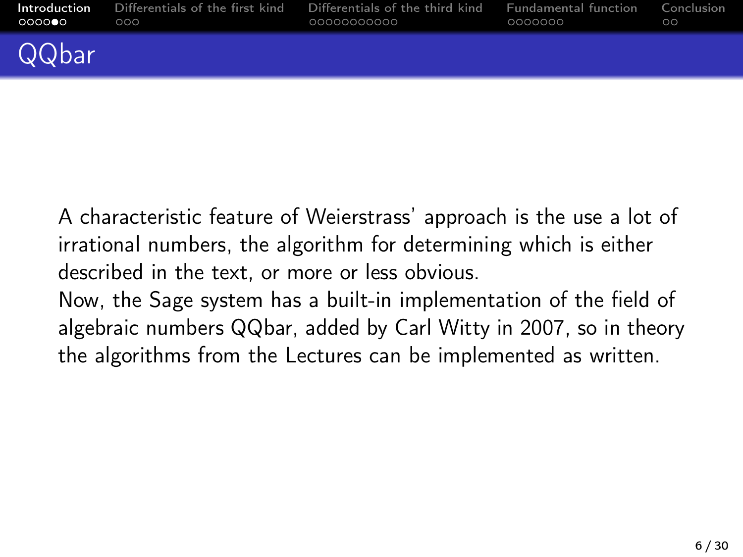# QQbar

A characteristic feature of Weierstrass' approach is the use a lot of irrational numbers, the algorithm for determining which is either described in the text, or more or less obvious.

Now, the Sage system has a built-in implementation of the field of algebraic numbers QQbar, added by Carl Witty in 2007, so in theory the algorithms from the Lectures can be implemented as written.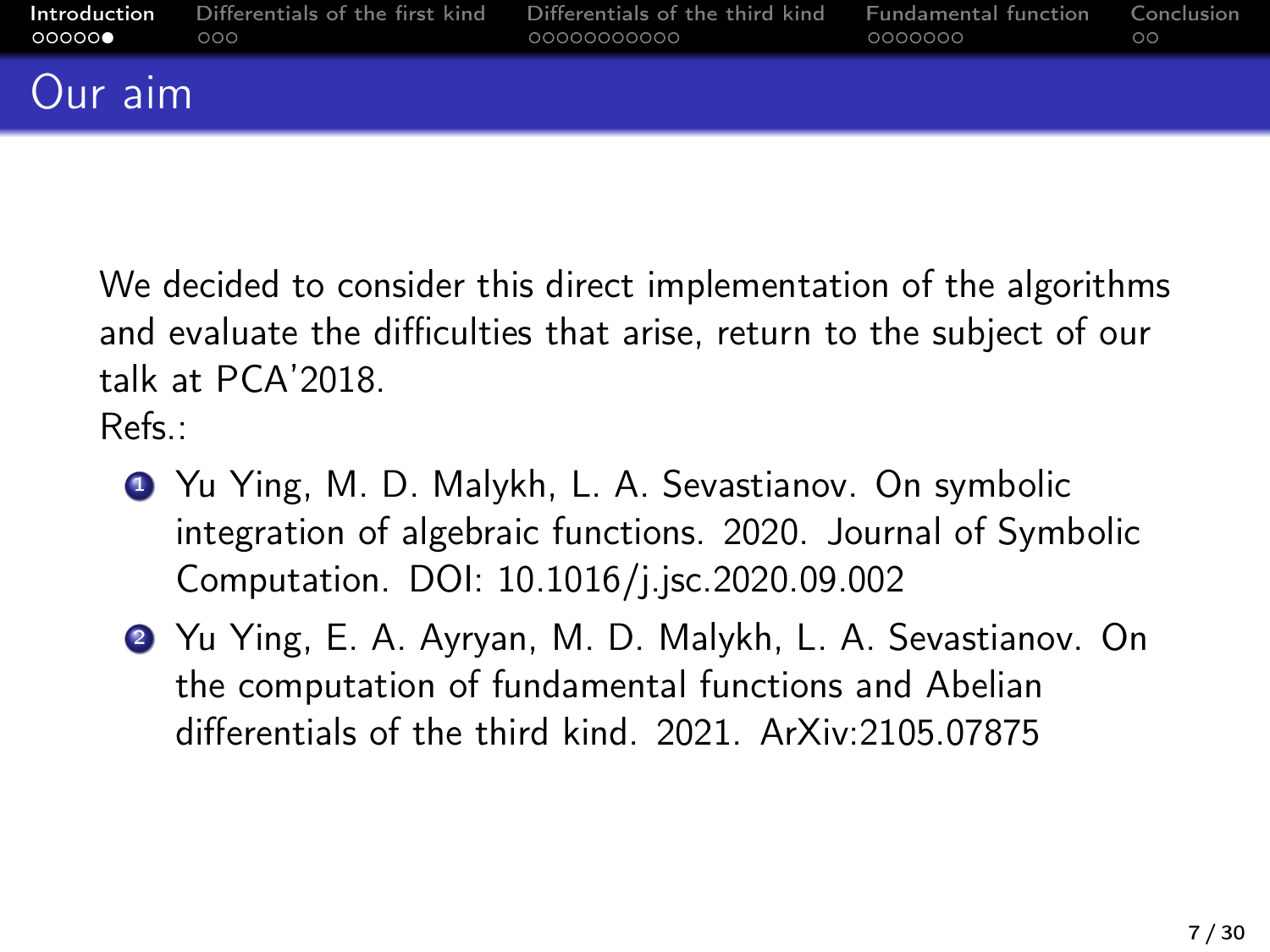# Our aim

We decided to consider this direct implementation of the algorithms and evaluate the difficulties that arise, return to the subject of our talk at PCA'2018.

Refs.:

1. Yu Ying, M. D. Malykh, L. A. Sevastianov. On symbolic integration of algebraic functions. 2020. Journal of Symbolic Computation. DOI: 10.1016/j.jsc.2020.09.002
2. Yu Ying, E. A. Ayryan, M. D. Malykh, L. A. Sevastianov. On the computation of fundamental functions and Abelian differentials of the third kind. 2021. ArXiv:2105.07875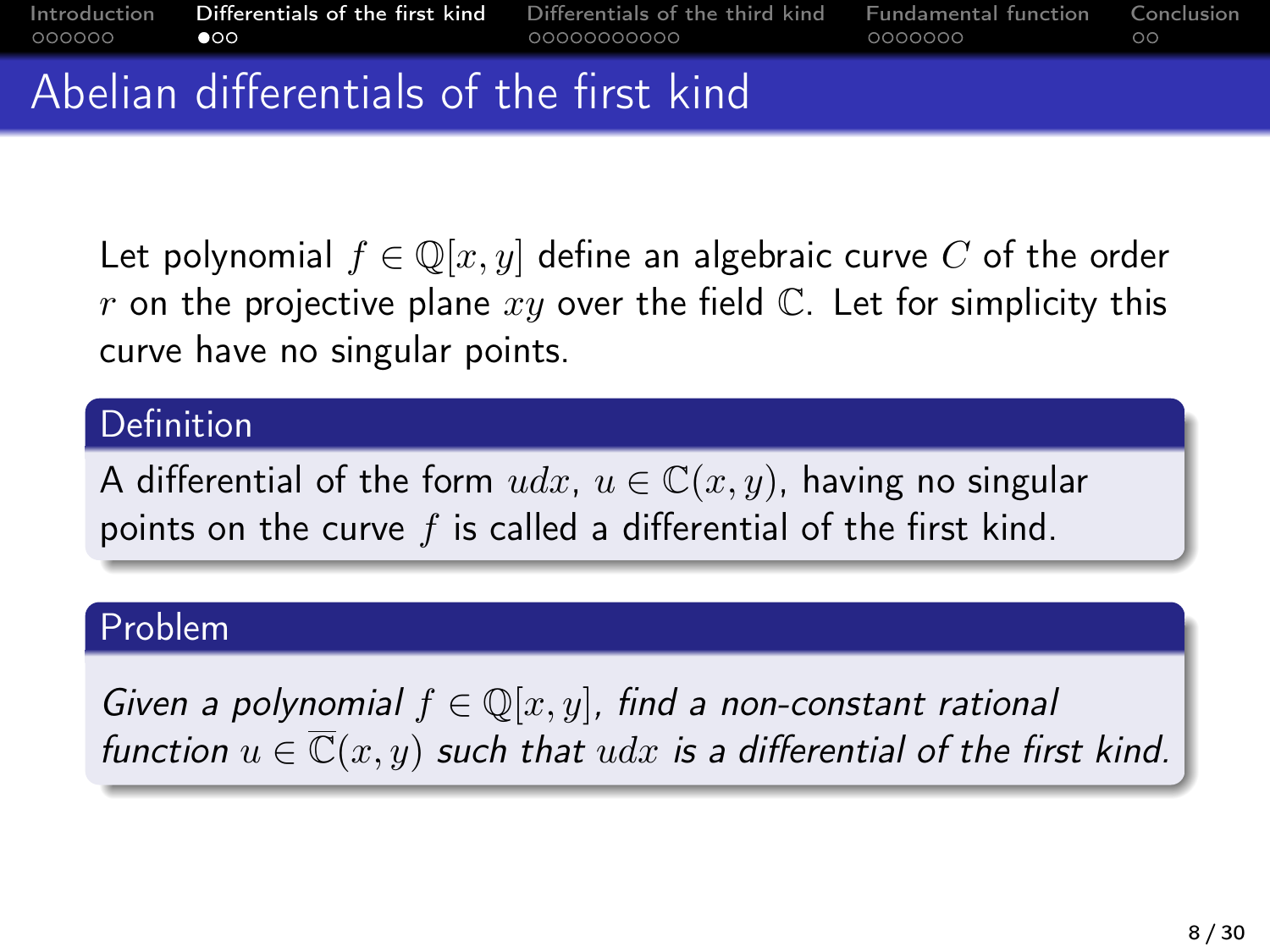# Abelian differentials of the first kind

Let polynomial $f \in \mathbb{Q}[x, y]$ define an algebraic curve $C$ of the order $r$ on the projective plane $xy$ over the field $\mathbb{C}$. Let for simplicity this curve have no singular points.

**Definition**

A differential of the form $udx$, $u \in \mathbb{C}(x, y)$, having no singular points on the curve $f$ is called a differential of the first kind.

**Problem**

*Given a polynomial $f \in \mathbb{Q}[x, y]$, find a non-constant rational function $u \in \overline{\mathbb{C}}(x, y)$ such that $udx$ is a differential of the first kind.*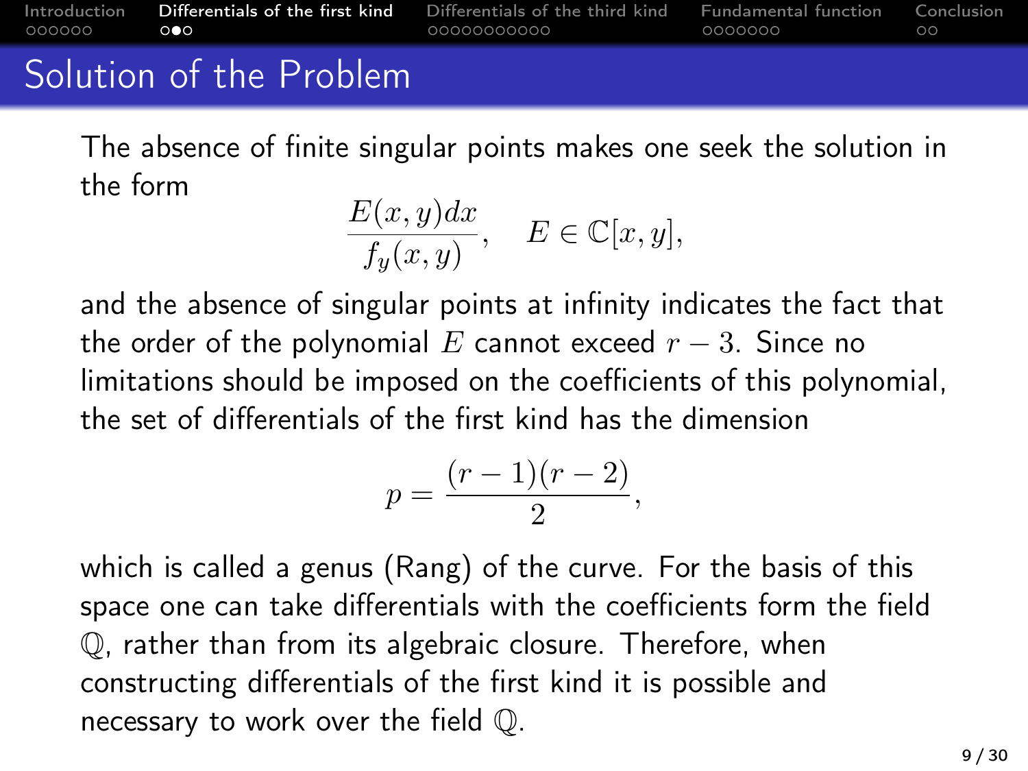## Solution of the Problem

The absence of finite singular points makes one seek the solution in the form

$$\frac{E(x,y)dx}{f_y(x,y)}, \quad E \in \mathbb{C}[x,y],$$

and the absence of singular points at infinity indicates the fact that the order of the polynomial $E$ cannot exceed $r-3$. Since no limitations should be imposed on the coefficients of this polynomial, the set of differentials of the first kind has the dimension

$$p = \frac{(r-1)(r-2)}{2},$$

which is called a genus (Rang) of the curve. For the basis of this space one can take differentials with the coefficients form the field $\mathbb{Q}$, rather than from its algebraic closure. Therefore, when constructing differentials of the first kind it is possible and necessary to work over the field $\mathbb{Q}$.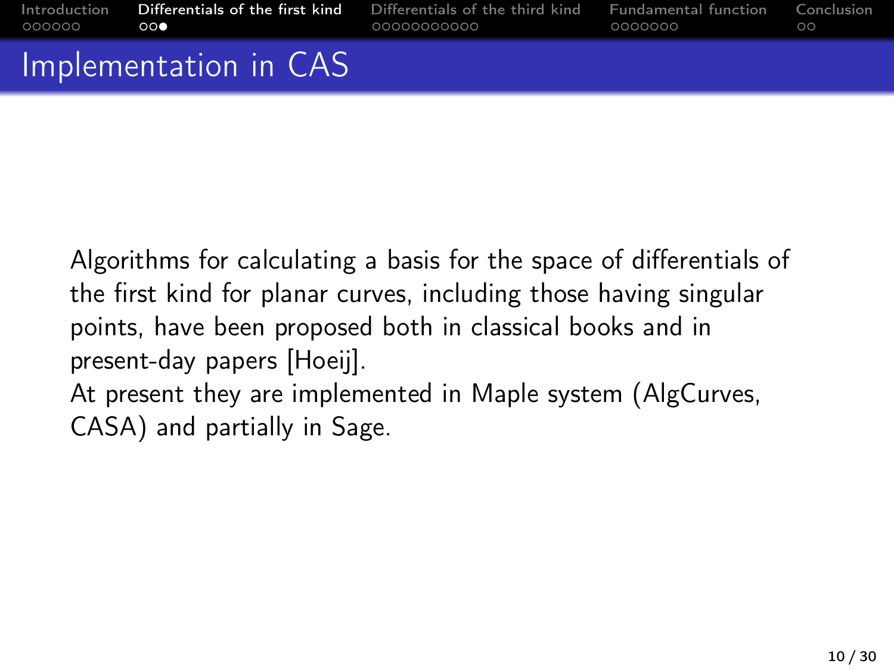## Implementation in CAS

Algorithms for calculating a basis for the space of differentials of the first kind for planar curves, including those having singular points, have been proposed both in classical books and in present-day papers [Hoeij].

At present they are implemented in Maple system (AlgCurves, CASA) and partially in Sage.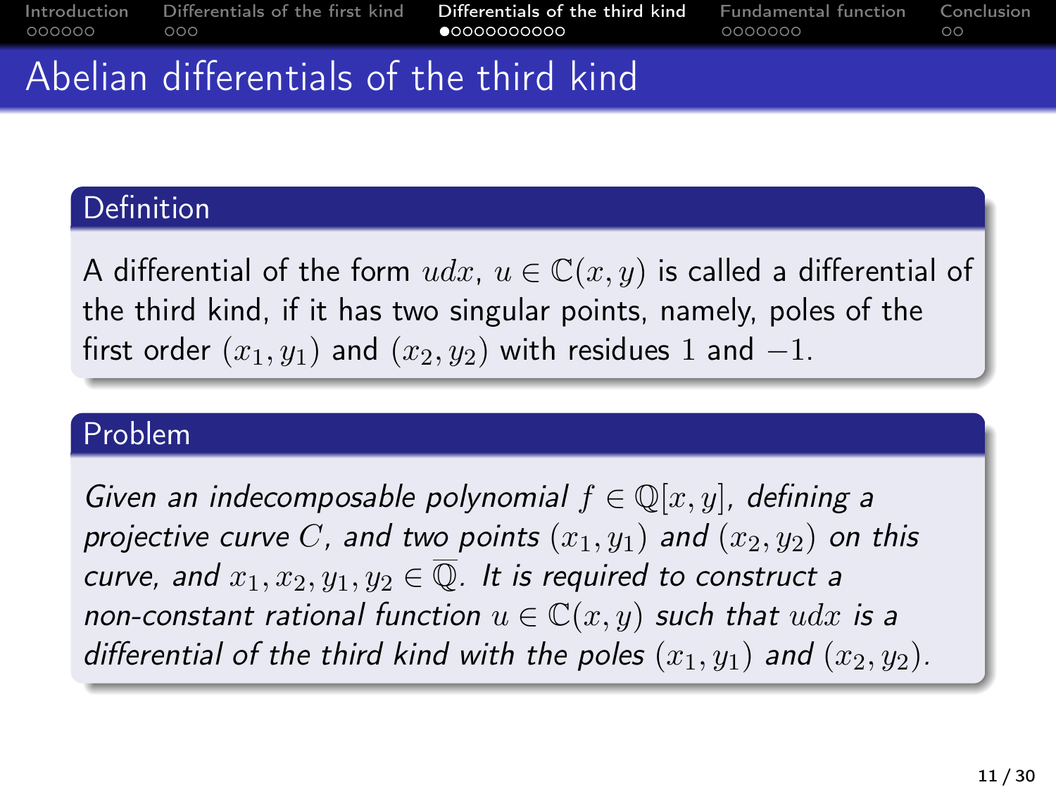# Abelian differentials of the third kind

## Definition

A differential of the form $udx$, $u \in \mathbb{C}(x, y)$ is called a differential of the third kind, if it has two singular points, namely, poles of the first order $(x_1, y_1)$ and $(x_2, y_2)$ with residues $1$ and $-1$.

## Problem

*Given an indecomposable polynomial $f \in \mathbb{Q}[x, y]$, defining a projective curve $C$, and two points $(x_1, y_1)$ and $(x_2, y_2)$ on this curve, and $x_1, x_2, y_1, y_2 \in \overline{\mathbb{Q}}$. It is required to construct a non-constant rational function $u \in \mathbb{C}(x, y)$ such that $udx$ is a differential of the third kind with the poles $(x_1, y_1)$ and $(x_2, y_2)$.*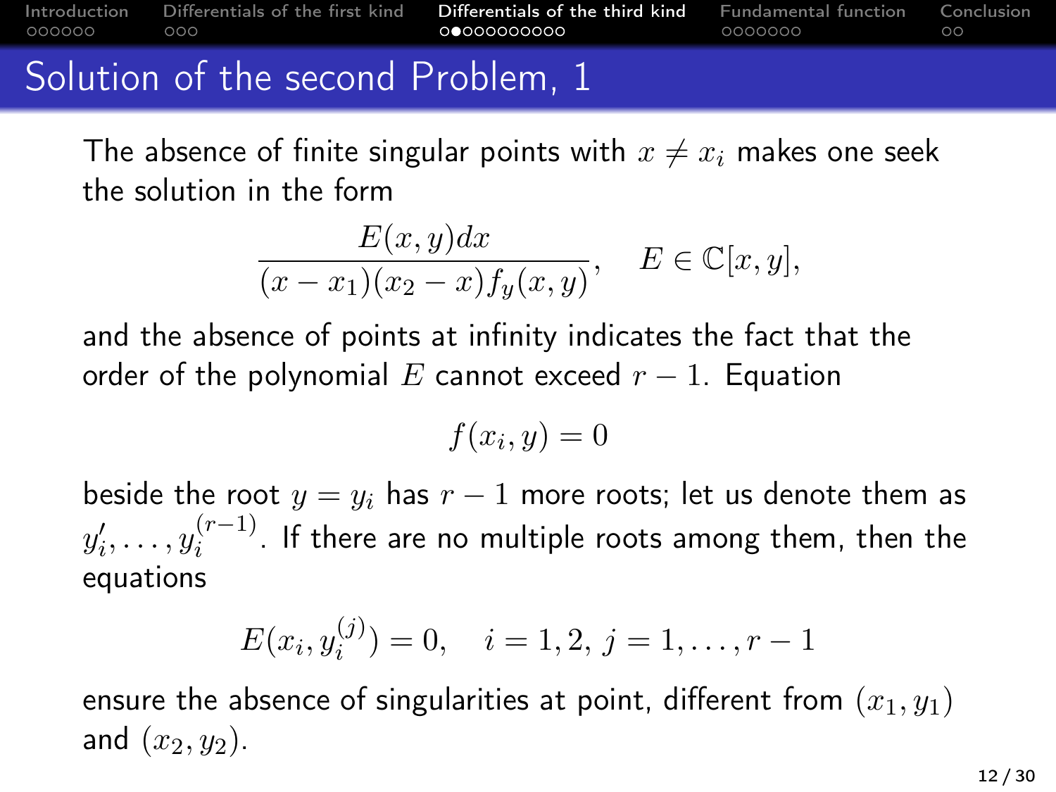# Solution of the second Problem, 1

The absence of finite singular points with $x \neq x_i$ makes one seek the solution in the form

$$\frac{E(x,y)dx}{(x-x_1)(x_2-x)f_y(x,y)}, \quad E \in \mathbb{C}[x,y],$$

and the absence of points at infinity indicates the fact that the order of the polynomial $E$ cannot exceed $r-1$. Equation

$$f(x_i, y) = 0$$

beside the root $y = y_i$ has $r-1$ more roots; let us denote them as $y_i', \ldots, y_i^{(r-1)}$. If there are no multiple roots among them, then the equations

$$E(x_i, y_i^{(j)}) = 0, \quad i = 1, 2, \, j = 1, \ldots, r-1$$

ensure the absence of singularities at point, different from $(x_1, y_1)$ and $(x_2, y_2)$.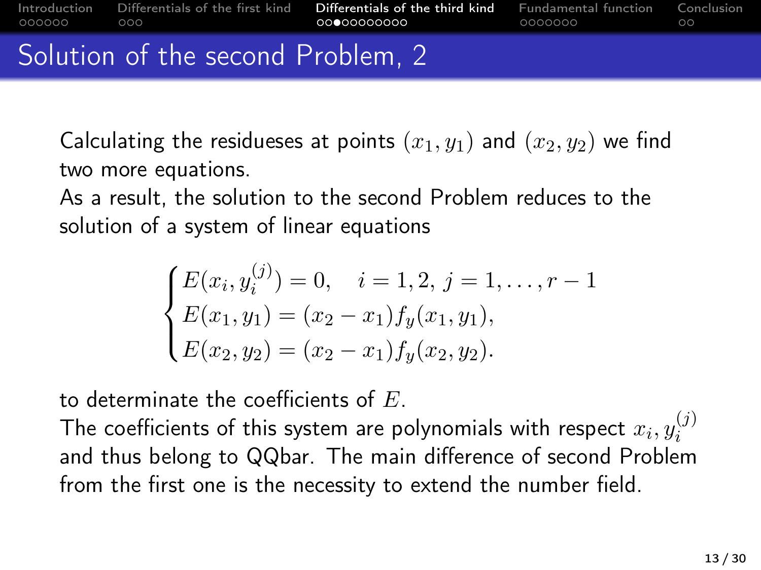# Solution of the second Problem, 2

Calculating the residueses at points $(x_1, y_1)$ and $(x_2, y_2)$ we find two more equations.

As a result, the solution to the second Problem reduces to the solution of a system of linear equations

$$
\begin{cases}
E(x_i, y_i^{(j)}) = 0, \quad i = 1, 2,\, j = 1, \ldots, r-1 \\
E(x_1, y_1) = (x_2 - x_1) f_y(x_1, y_1), \\
E(x_2, y_2) = (x_2 - x_1) f_y(x_2, y_2).
\end{cases}
$$

to determinate the coefficients of $E$.

The coefficients of this system are polynomials with respect $x_i, y_i^{(j)}$ and thus belong to QQbar. The main difference of second Problem from the first one is the necessity to extend the number field.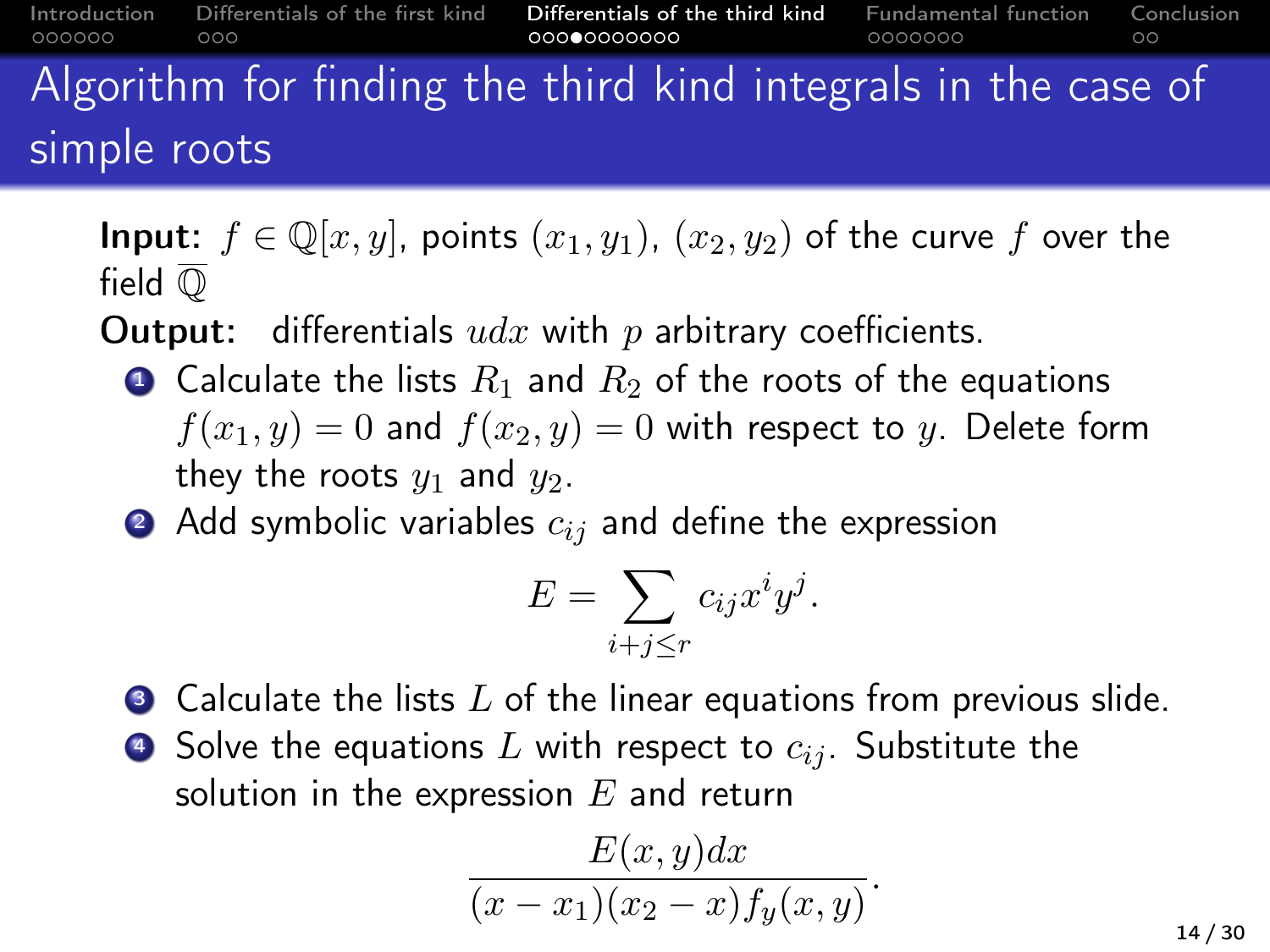# Algorithm for finding the third kind integrals in the case of simple roots

**Input:** $f \in \mathbb{Q}[x, y]$, points $(x_1, y_1)$, $(x_2, y_2)$ of the curve $f$ over the field $\overline{\mathbb{Q}}$

**Output:** differentials $udx$ with $p$ arbitrary coefficients.

1. Calculate the lists $R_1$ and $R_2$ of the roots of the equations $f(x_1, y) = 0$ and $f(x_2, y) = 0$ with respect to $y$. Delete form they the roots $y_1$ and $y_2$.
2. Add symbolic variables $c_{ij}$ and define the expression
$$E = \sum_{i+j \le r} c_{ij} x^i y^j.$$
3. Calculate the lists $L$ of the linear equations from previous slide.
4. Solve the equations $L$ with respect to $c_{ij}$. Substitute the solution in the expression $E$ and return
$$\frac{E(x, y)dx}{(x - x_1)(x_2 - x)f_y(x, y)}.$$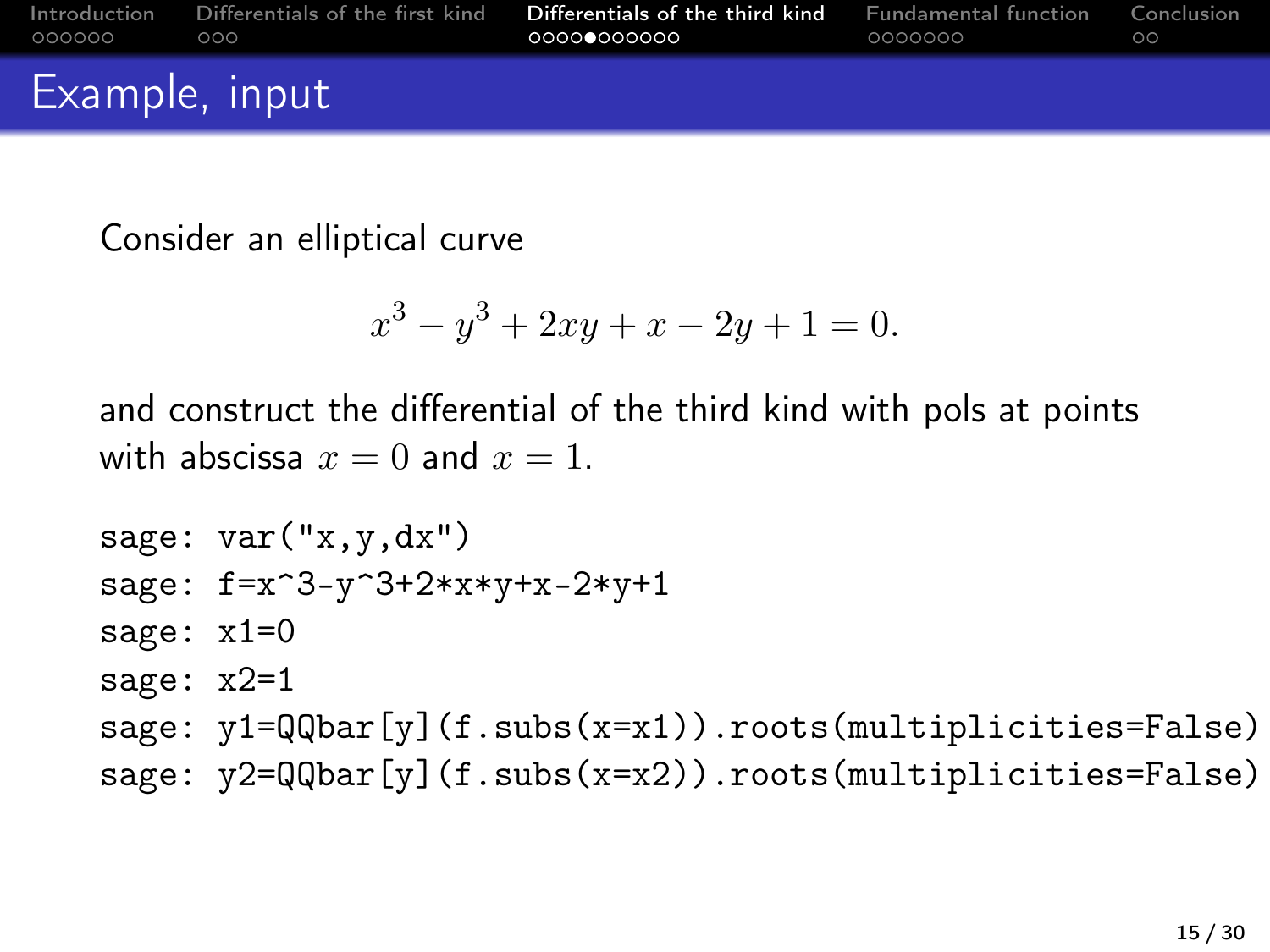## Example, input

Consider an elliptical curve

$$x^3 - y^3 + 2xy + x - 2y + 1 = 0.$$

and construct the differential of the third kind with pols at points with abscissa $x = 0$ and $x = 1$.

```
sage: var("x,y,dx")
sage: f=x^3-y^3+2*x*y+x-2*y+1
sage: x1=0
sage: x2=1
sage: y1=QQbar[y](f.subs(x=x1)).roots(multiplicities=False)
sage: y2=QQbar[y](f.subs(x=x2)).roots(multiplicities=False)
```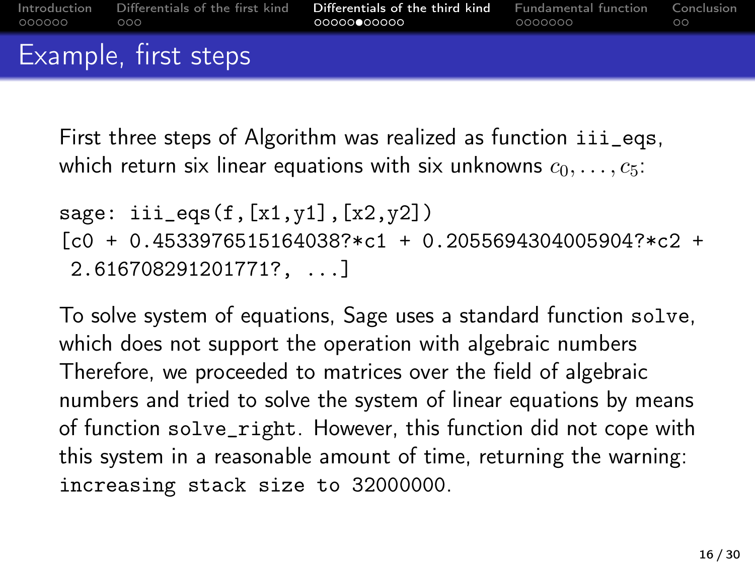## Example, first steps

First three steps of Algorithm was realized as function `iii_eqs`, which return six linear equations with six unknowns $c_0, \ldots, c_5$:

```
sage: iii_eqs(f,[x1,y1],[x2,y2])
[c0 + 0.4533976515164038?*c1 + 0.2055694304005904?*c2 +
 2.616708291201771?, ...]
```

To solve system of equations, Sage uses a standard function `solve`, which does not support the operation with algebraic numbers Therefore, we proceeded to matrices over the field of algebraic numbers and tried to solve the system of linear equations by means of function `solve_right`. However, this function did not cope with this system in a reasonable amount of time, returning the warning: `increasing stack size to 32000000`.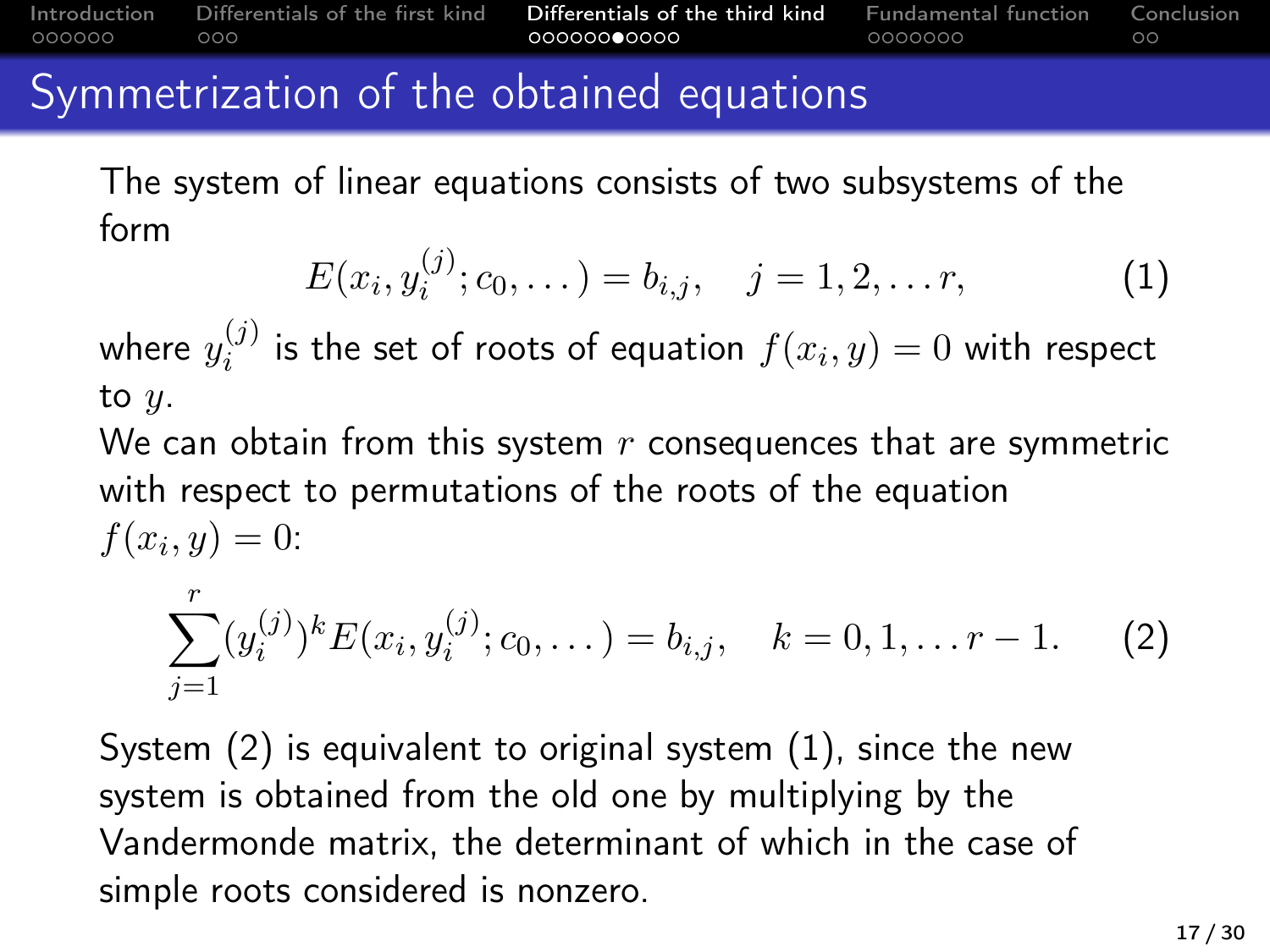# Symmetrization of the obtained equations

The system of linear equations consists of two subsystems of the form

$$E(x_i, y_i^{(j)}; c_0, \dots) = b_{i,j}, \quad j = 1, 2, \dots r, \tag{1}$$

where $y_i^{(j)}$ is the set of roots of equation $f(x_i, y) = 0$ with respect to $y$.

We can obtain from this system $r$ consequences that are symmetric with respect to permutations of the roots of the equation $f(x_i, y) = 0$:

$$\sum_{j=1}^{r} (y_i^{(j)})^k E(x_i, y_i^{(j)}; c_0, \dots) = b_{i,j}, \quad k = 0, 1, \dots r - 1. \tag{2}$$

System (2) is equivalent to original system (1), since the new system is obtained from the old one by multiplying by the Vandermonde matrix, the determinant of which in the case of simple roots considered is nonzero.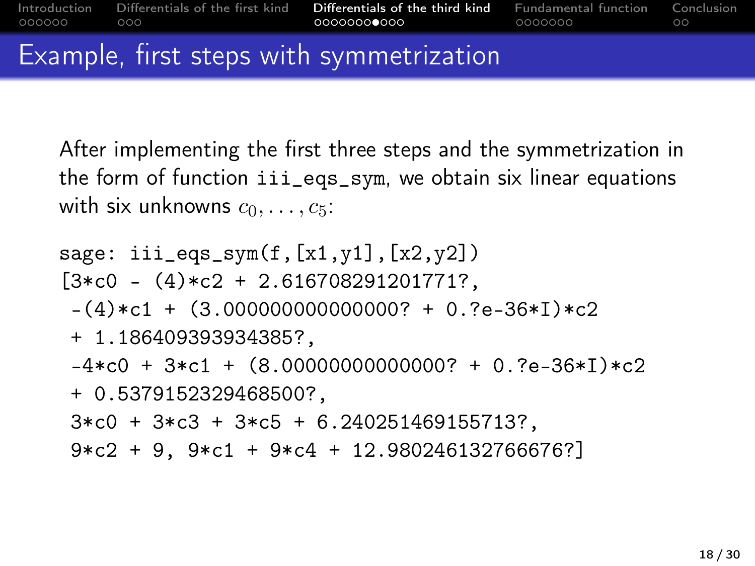## Example, first steps with symmetrization

After implementing the first three steps and the symmetrization in the form of function `iii_eqs_sym`, we obtain six linear equations with six unknowns $c_0, \ldots, c_5$:

```
sage: iii_eqs_sym(f,[x1,y1],[x2,y2])
[3*c0 - (4)*c2 + 2.616708291201771?,
 -(4)*c1 + (3.000000000000000? + 0.?e-36*I)*c2
 + 1.186409393934385?,
 -4*c0 + 3*c1 + (8.00000000000000? + 0.?e-36*I)*c2
 + 0.5379152329468500?,
 3*c0 + 3*c3 + 3*c5 + 6.240251469155713?,
 9*c2 + 9, 9*c1 + 9*c4 + 12.98024613276676?]
```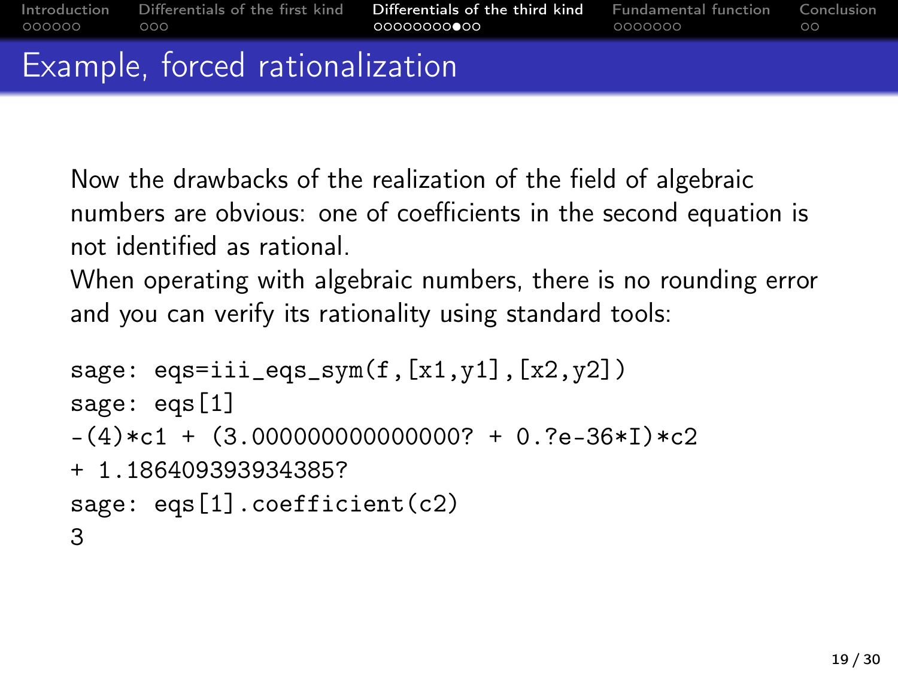# Example, forced rationalization

Now the drawbacks of the realization of the field of algebraic numbers are obvious: one of coefficients in the second equation is not identified as rational.

When operating with algebraic numbers, there is no rounding error and you can verify its rationality using standard tools:

```
sage: eqs=iii_eqs_sym(f,[x1,y1],[x2,y2])
sage: eqs[1]
-(4)*c1 + (3.000000000000000? + 0.?e-36*I)*c2
+ 1.186409393934385?
sage: eqs[1].coefficient(c2)
3
```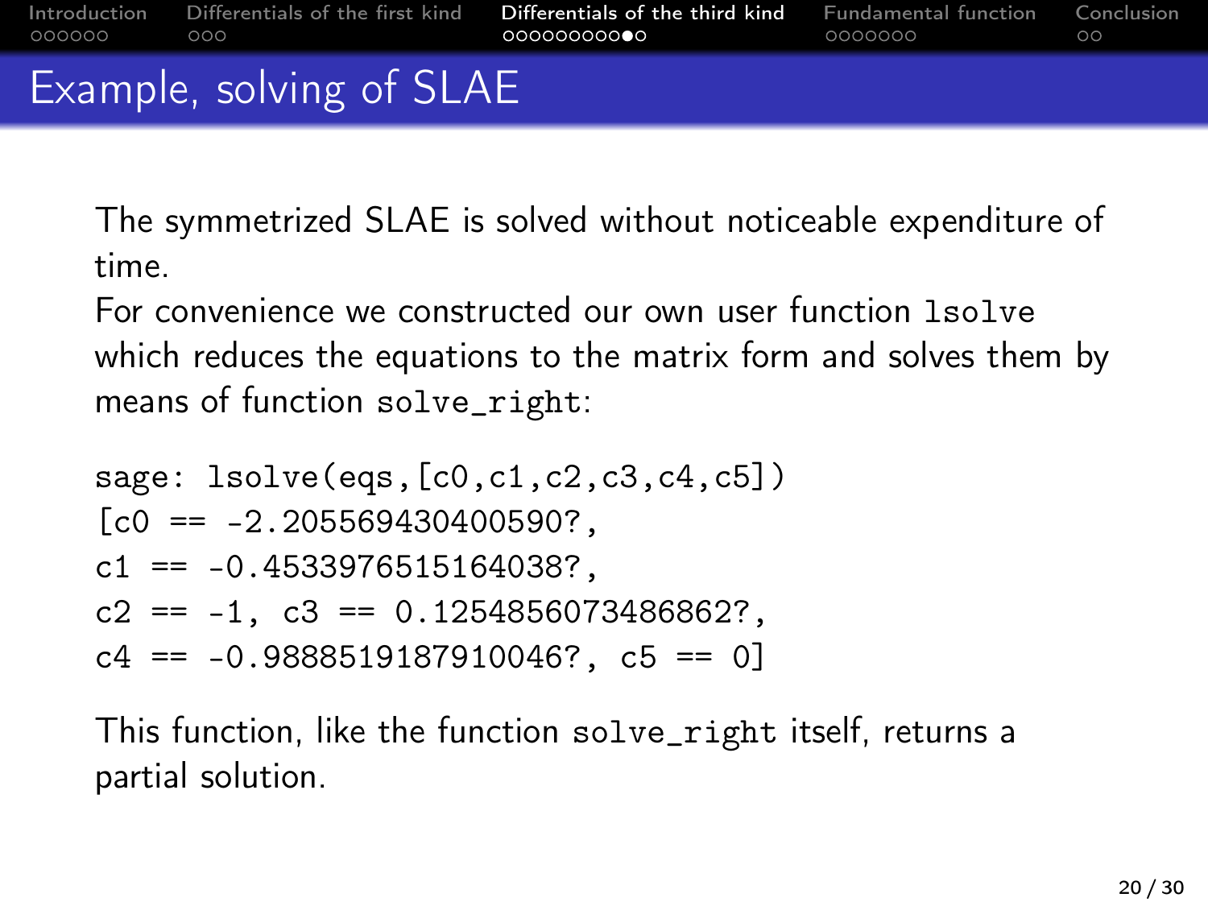# Example, solving of SLAE

The symmetrized SLAE is solved without noticeable expenditure of time.

For convenience we constructed our own user function `lsolve` which reduces the equations to the matrix form and solves them by means of function `solve_right`:

```
sage: lsolve(eqs,[c0,c1,c2,c3,c4,c5])
[c0 == -2.205569430400590?,
c1 == -0.4533976515164038?,
c2 == -1, c3 == 0.1254856073486862?,
c4 == -0.9888519187910046?, c5 == 0]
```

This function, like the function `solve_right` itself, returns a partial solution.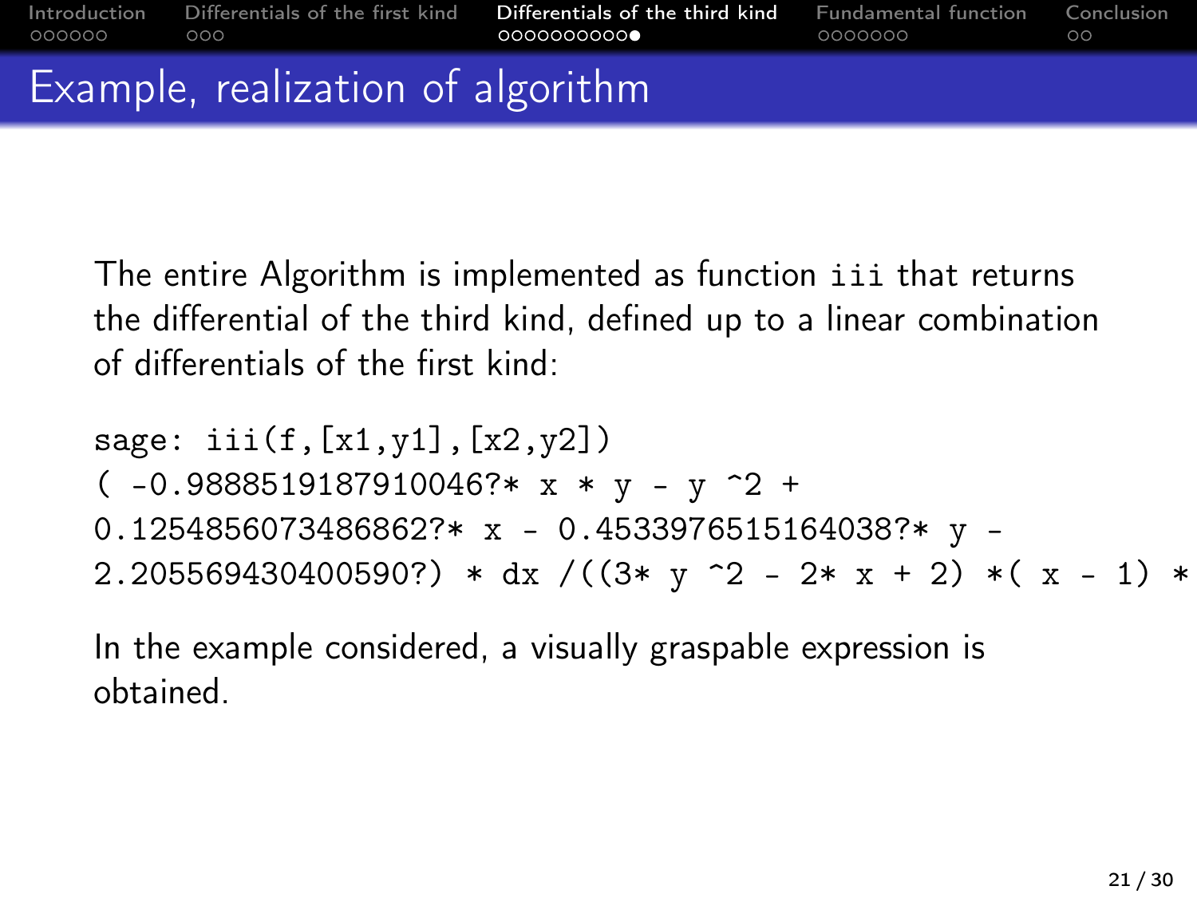## Example, realization of algorithm

The entire Algorithm is implemented as function `iii` that returns the differential of the third kind, defined up to a linear combination of differentials of the first kind:

```
sage: iii(f,[x1,y1],[x2,y2])
( -0.988519187910046?* x * y - y ^2 +
0.1254856073486862?* x - 0.4533976515164038?* y -
2.205569430400590?) * dx /((3* y ^2 - 2* x + 2) *( x - 1) *
```

In the example considered, a visually graspable expression is obtained.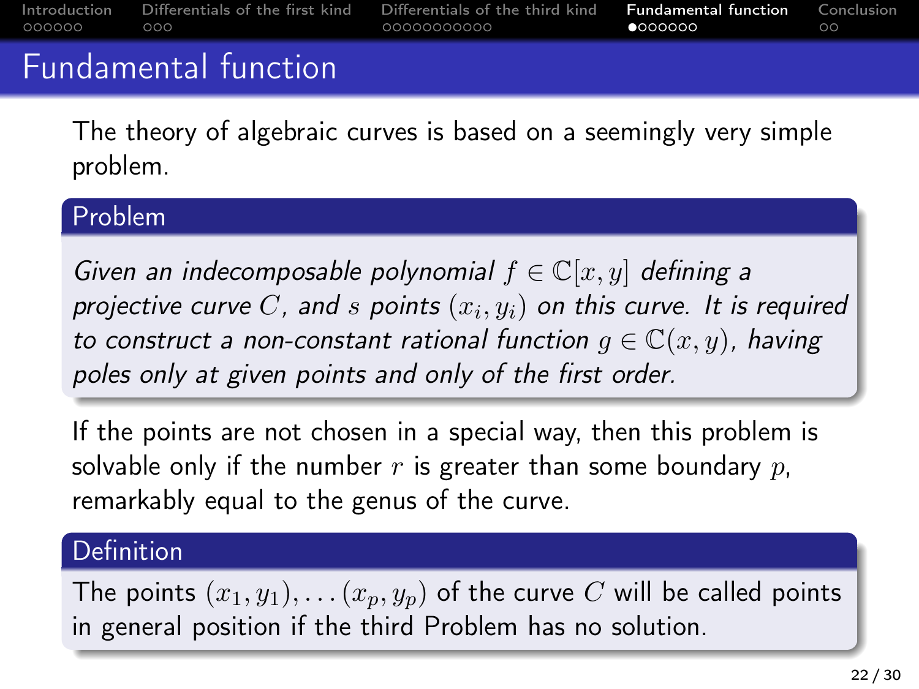# Fundamental function

The theory of algebraic curves is based on a seemingly very simple problem.

**Problem**

*Given an indecomposable polynomial $f \in \mathbb{C}[x, y]$ defining a projective curve $C$, and $s$ points $(x_i, y_i)$ on this curve. It is required to construct a non-constant rational function $g \in \mathbb{C}(x, y)$, having poles only at given points and only of the first order.*

If the points are not chosen in a special way, then this problem is solvable only if the number $r$ is greater than some boundary $p$, remarkably equal to the genus of the curve.

**Definition**

The points $(x_1, y_1), \ldots (x_p, y_p)$ of the curve $C$ will be called points in general position if the third Problem has no solution.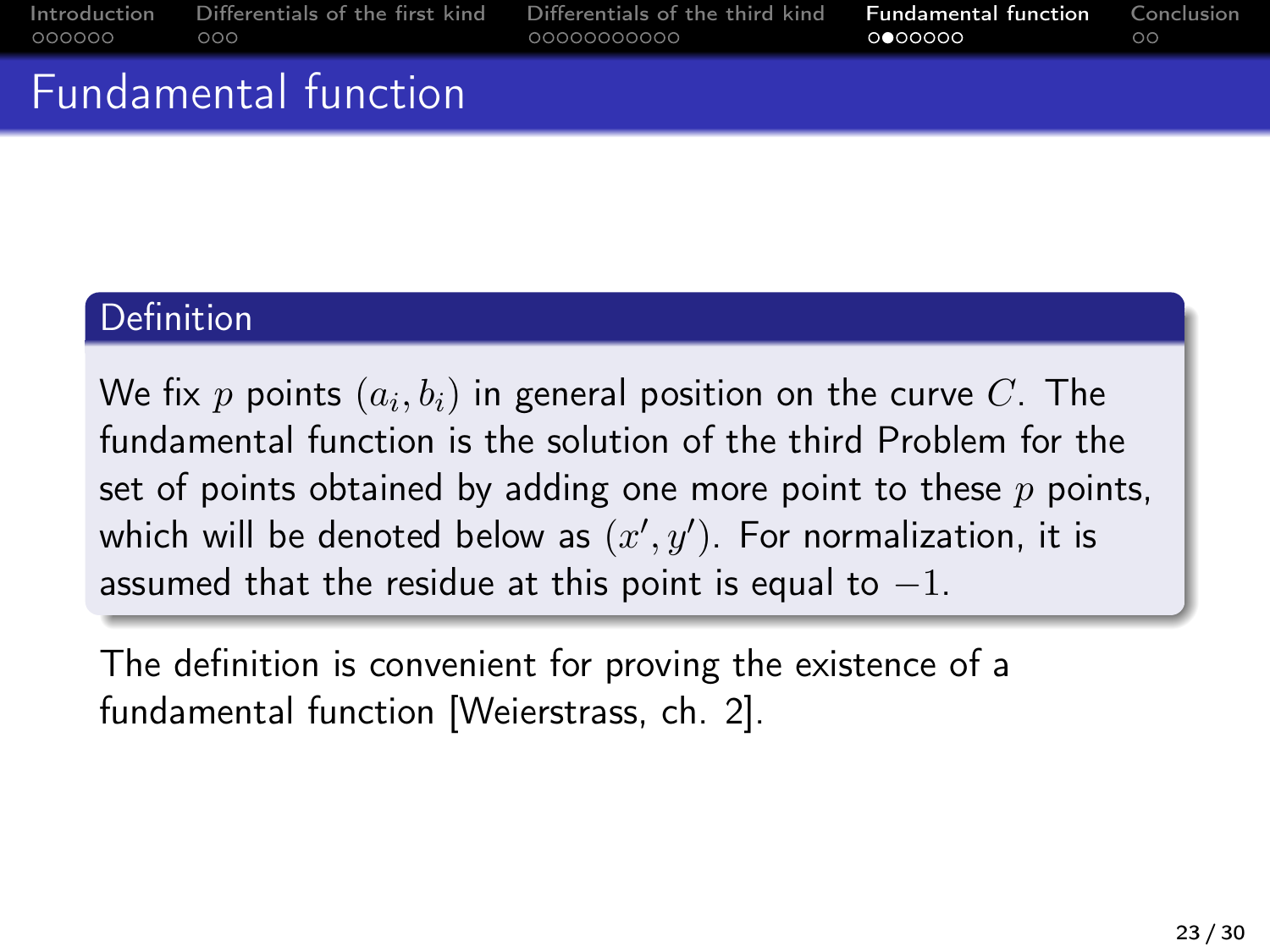# Fundamental function

**Definition**

We fix $p$ points $(a_i, b_i)$ in general position on the curve $C$. The fundamental function is the solution of the third Problem for the set of points obtained by adding one more point to these $p$ points, which will be denoted below as $(x', y')$. For normalization, it is assumed that the residue at this point is equal to $-1$.

The definition is convenient for proving the existence of a fundamental function [Weierstrass, ch. 2].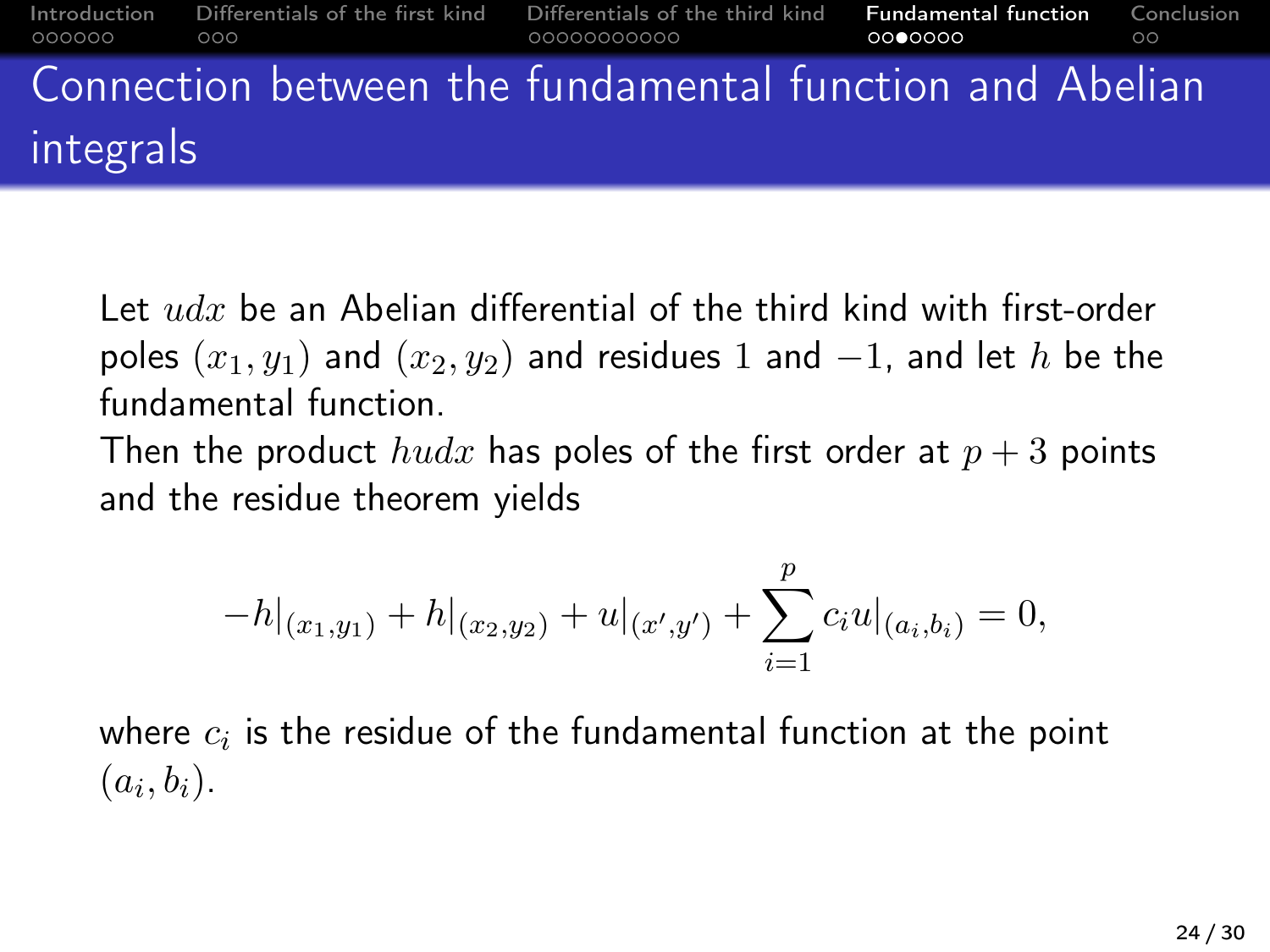# Connection between the fundamental function and Abelian integrals

Let $udx$ be an Abelian differential of the third kind with first-order poles $(x_1, y_1)$ and $(x_2, y_2)$ and residues $1$ and $-1$, and let $h$ be the fundamental function.

Then the product $hudx$ has poles of the first order at $p+3$ points and the residue theorem yields

$$-h|_{(x_1,y_1)} + h|_{(x_2,y_2)} + u|_{(x',y')} + \sum_{i=1}^{p} c_i u|_{(a_i,b_i)} = 0,$$

where $c_i$ is the residue of the fundamental function at the point $(a_i, b_i)$.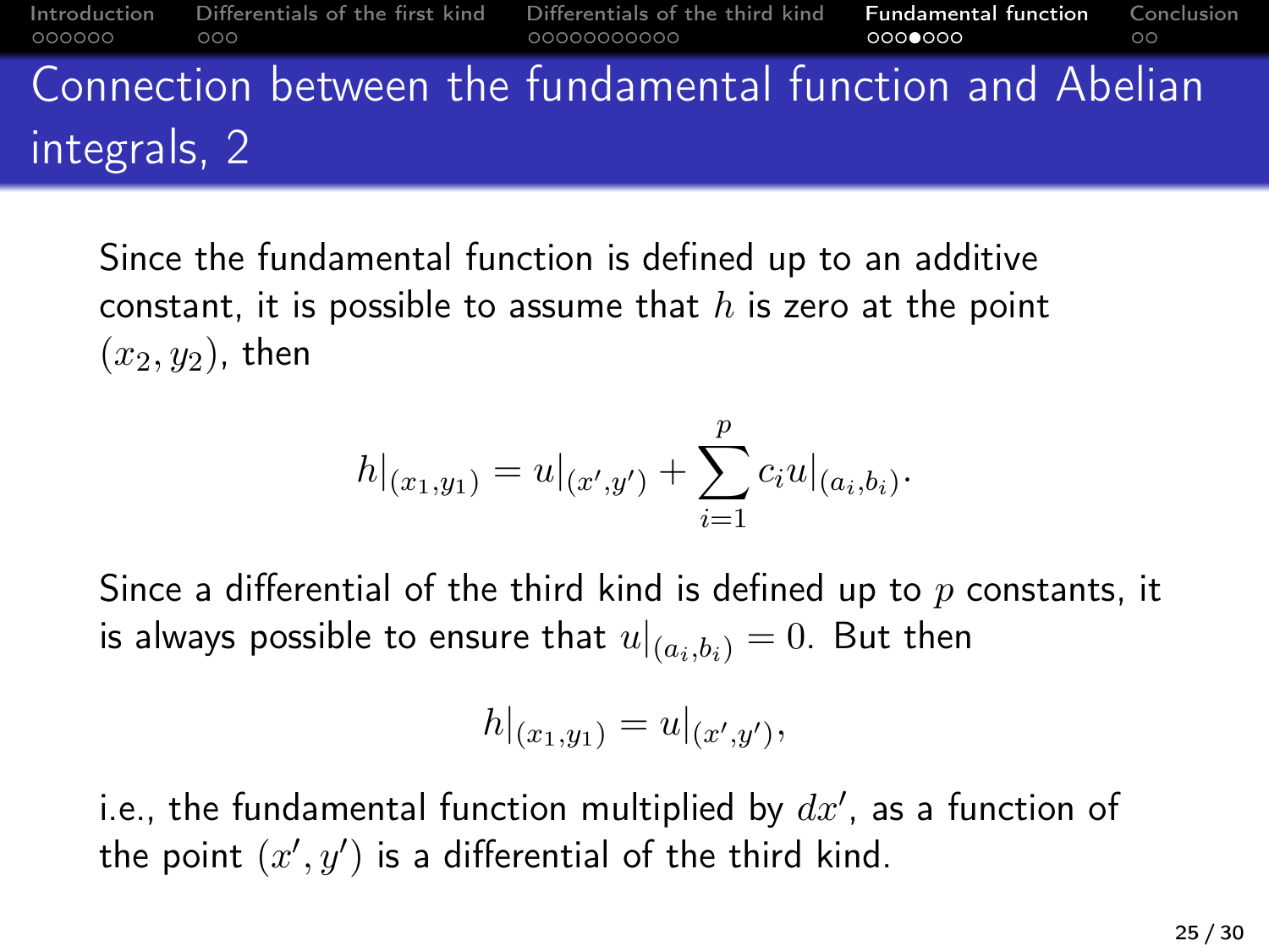# Connection between the fundamental function and Abelian integrals, 2

Since the fundamental function is defined up to an additive constant, it is possible to assume that $h$ is zero at the point $(x_2, y_2)$, then

$$h|_{(x_1,y_1)} = u|_{(x',y')} + \sum_{i=1}^{p} c_i u|_{(a_i,b_i)}.$$

Since a differential of the third kind is defined up to $p$ constants, it is always possible to ensure that $u|_{(a_i,b_i)} = 0$. But then

$$h|_{(x_1,y_1)} = u|_{(x',y')},$$

i.e., the fundamental function multiplied by $dx'$, as a function of the point $(x', y')$ is a differential of the third kind.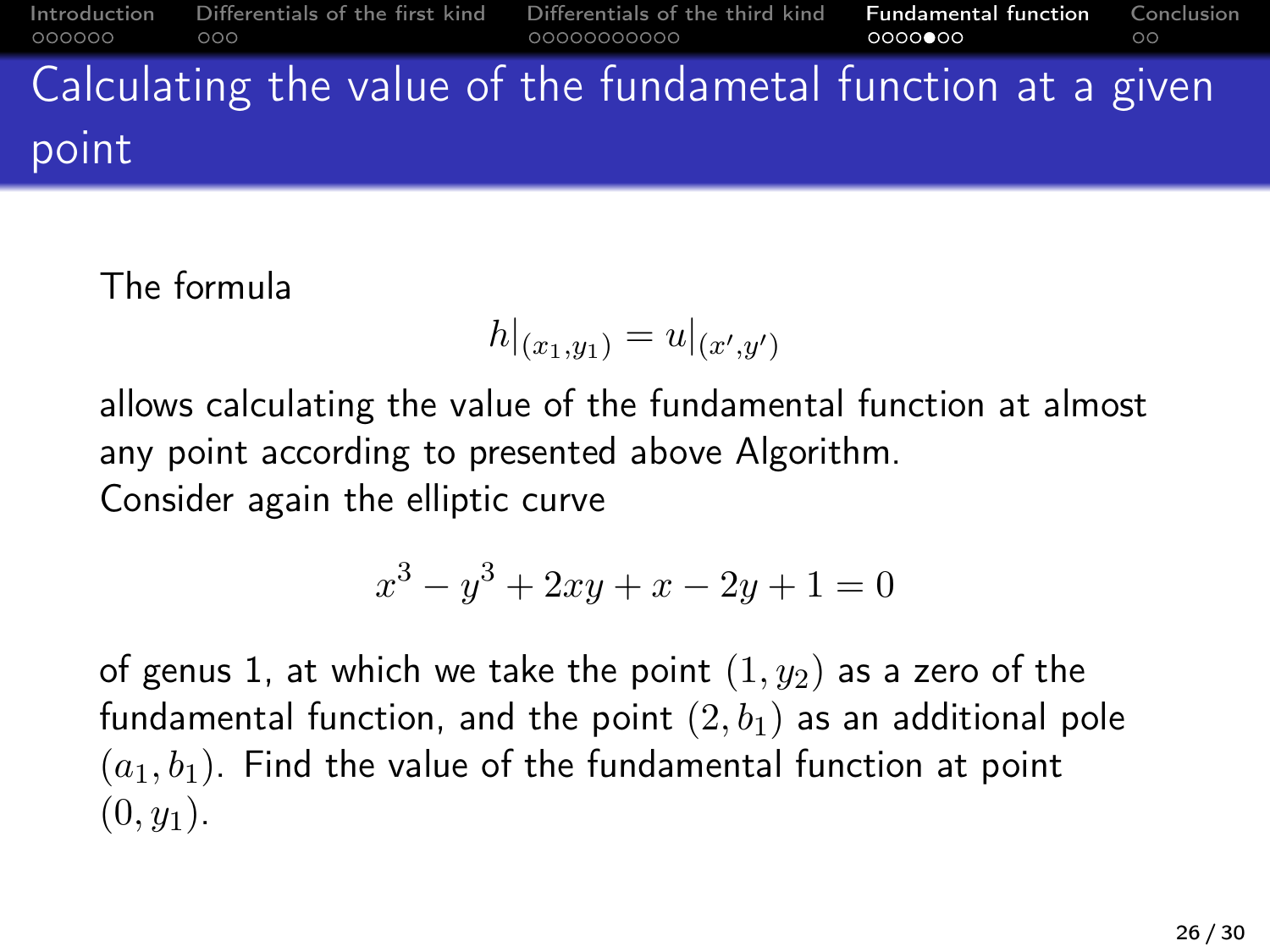# Calculating the value of the fundametal function at a given point

The formula

$$h|_{(x_1,y_1)} = u|_{(x',y')}$$

allows calculating the value of the fundamental function at almost any point according to presented above Algorithm.

Consider again the elliptic curve

$$x^3 - y^3 + 2xy + x - 2y + 1 = 0$$

of genus 1, at which we take the point $(1, y_2)$ as a zero of the fundamental function, and the point $(2, b_1)$ as an additional pole $(a_1, b_1)$. Find the value of the fundamental function at point $(0, y_1)$.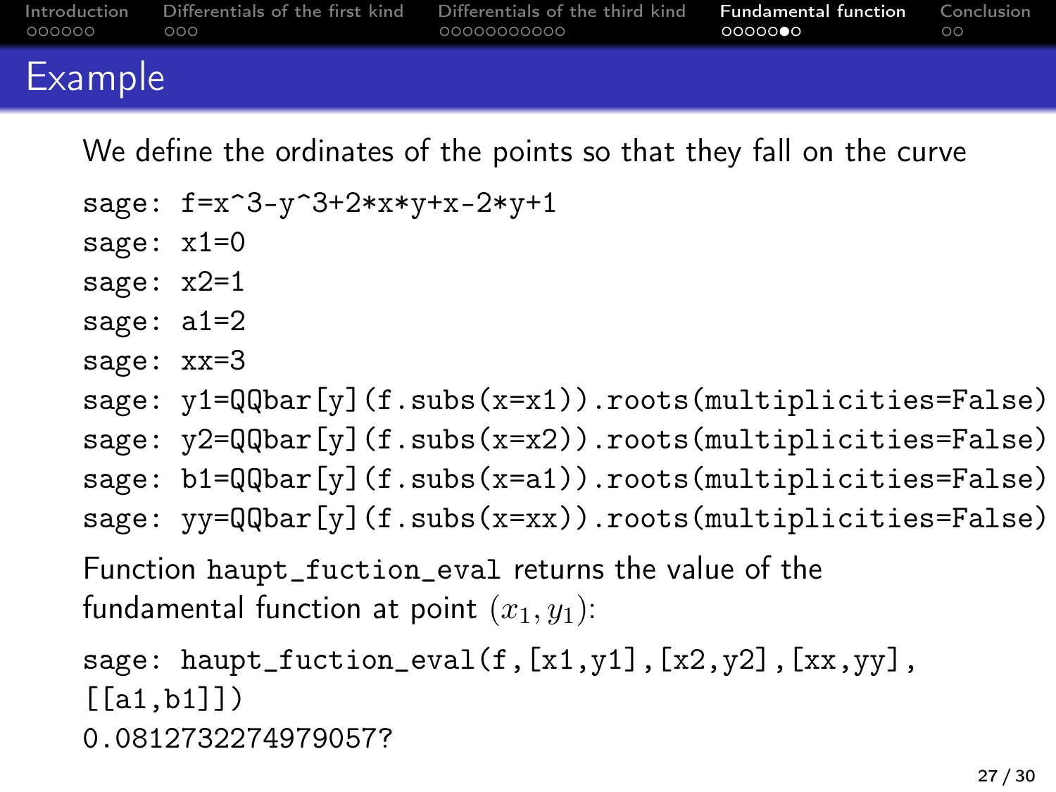# Example

We define the ordinates of the points so that they fall on the curve

```
sage: f=x^3-y^3+2*x*y+x-2*y+1
sage: x1=0
sage: x2=1
sage: a1=2
sage: xx=3
sage: y1=QQbar[y](f.subs(x=x1)).roots(multiplicities=False)
sage: y2=QQbar[y](f.subs(x=x2)).roots(multiplicities=False)
sage: b1=QQbar[y](f.subs(x=a1)).roots(multiplicities=False)
sage: yy=QQbar[y](f.subs(x=xx)).roots(multiplicities=False)
```

Function `haupt_fuction_eval` returns the value of the fundamental function at point $(x_1, y_1)$:

```
sage: haupt_fuction_eval(f,[x1,y1],[x2,y2],[xx,yy],
[[a1,b1]])
0.0812732274979057?
```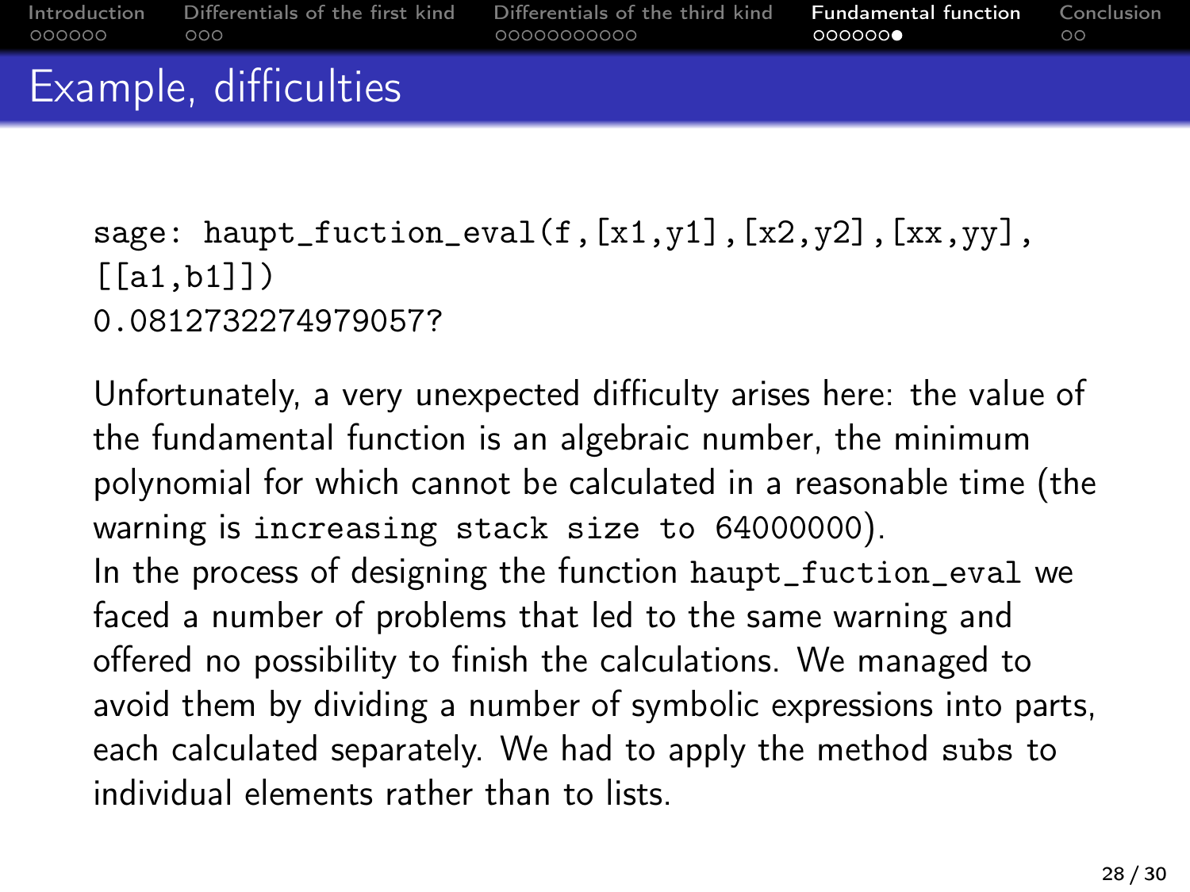## Example, difficulties

```
sage: haupt_fuction_eval(f,[x1,y1],[x2,y2],[xx,yy],
[[a1,b1]])
0.0812732274979057?
```

Unfortunately, a very unexpected difficulty arises here: the value of the fundamental function is an algebraic number, the minimum polynomial for which cannot be calculated in a reasonable time (the warning is `increasing stack size to 64000000`).

In the process of designing the function `haupt_fuction_eval` we faced a number of problems that led to the same warning and offered no possibility to finish the calculations. We managed to avoid them by dividing a number of symbolic expressions into parts, each calculated separately. We had to apply the method `subs` to individual elements rather than to lists.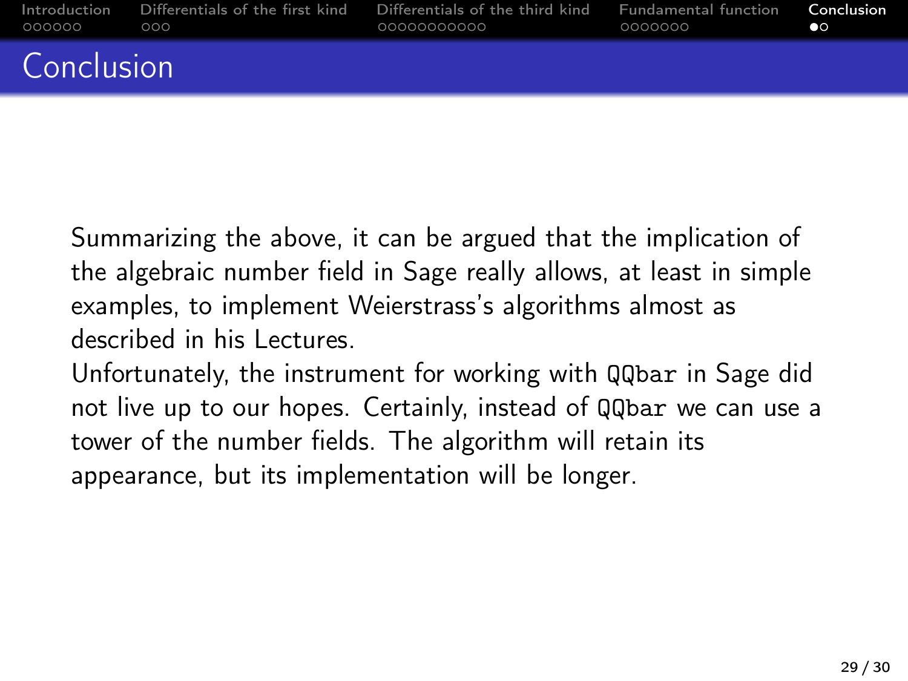# Conclusion

Summarizing the above, it can be argued that the implication of the algebraic number field in Sage really allows, at least in simple examples, to implement Weierstrass's algorithms almost as described in his Lectures.

Unfortunately, the instrument for working with `QQbar` in Sage did not live up to our hopes. Certainly, instead of `QQbar` we can use a tower of the number fields. The algorithm will retain its appearance, but its implementation will be longer.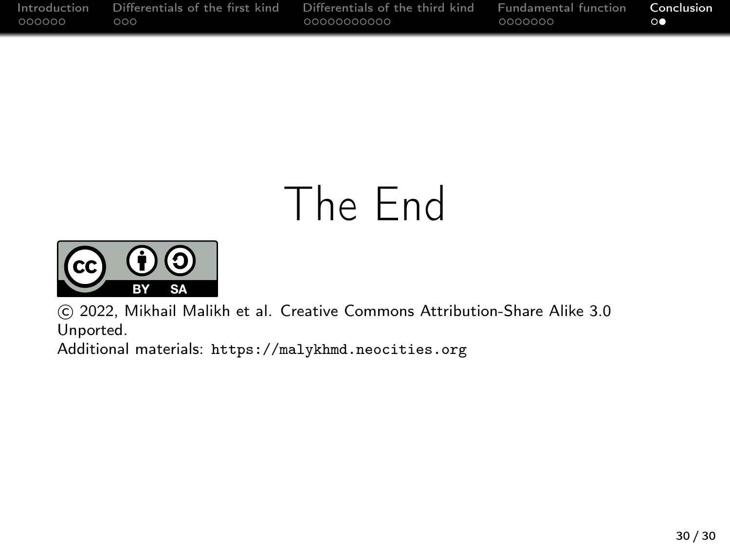# The End

© 2022, Mikhail Malikh et al. Creative Commons Attribution-Share Alike 3.0 Unported.

Additional materials: `https://malykhmd.neocities.org`